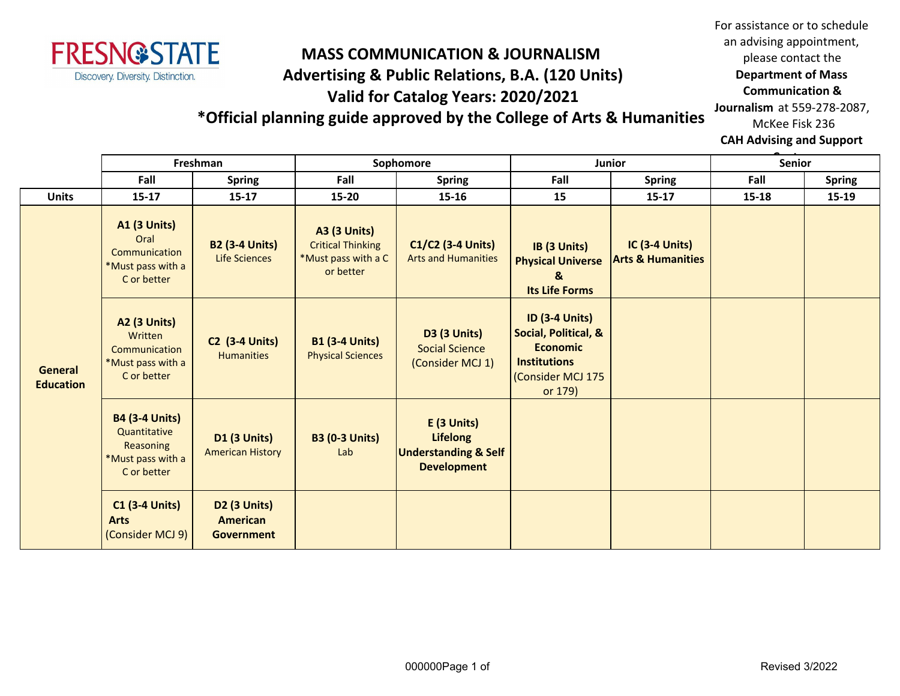FRESNO STATE
Discovery. Diversity. Distinction.

# MASS COMMUNICATION & JOURNALISM
## Advertising & Public Relations, B.A. (120 Units)
## Valid for Catalog Years: 2020/2021
## *Official planning guide approved by the College of Arts & Humanities

For assistance or to schedule an advising appointment, please contact the **Department of Mass Communication & Journalism** at 559-278-2087, McKee Fisk 236
**CAH Advising and Support Center**

| | Freshman | | Sophomore | | Junior | | Senior | |
|---|---|---|---|---|---|---|---|---|
| | Fall | Spring | Fall | Spring | Fall | Spring | Fall | Spring |
| **Units** | 15-17 | 15-17 | 15-20 | 15-16 | 15 | 15-17 | 15-18 | 15-19 |
| **General Education** | **A1 (3 Units)** Oral Communication *Must pass with a C or better | **B2 (3-4 Units)** Life Sciences | **A3 (3 Units)** Critical Thinking *Must pass with a C or better | **C1/C2 (3-4 Units)** Arts and Humanities | **IB (3 Units) Physical Universe & Its Life Forms** | **IC (3-4 Units) Arts & Humanities** | | |
| | **A2 (3 Units)** Written Communication *Must pass with a C or better | **C2 (3-4 Units)** Humanities | **B1 (3-4 Units)** Physical Sciences | **D3 (3 Units)** Social Science (Consider MCJ 1) | **ID (3-4 Units) Social, Political, & Economic Institutions** (Consider MCJ 175 or 179) | | | |
| | **B4 (3-4 Units)** Quantitative Reasoning *Must pass with a C or better | **D1 (3 Units)** American History | **B3 (0-3 Units)** Lab | **E (3 Units) Lifelong Understanding & Self Development** | | | | |
| | **C1 (3-4 Units) Arts** (Consider MCJ 9) | **D2 (3 Units) American Government** | | | | | | |

Revised 3/2022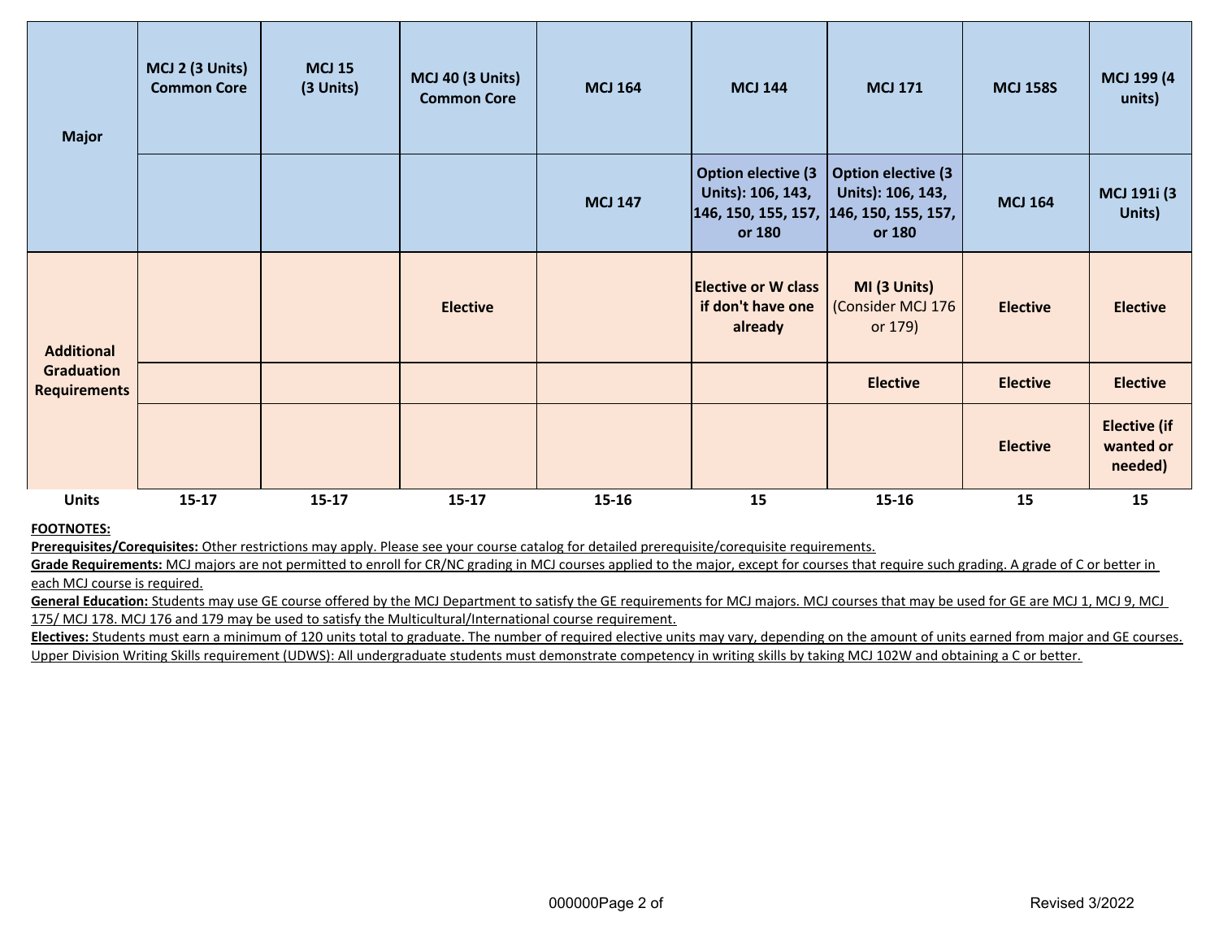| Major | MCJ 2 (3 Units) Common Core | MCJ 15 (3 Units) | MCJ 40 (3 Units) Common Core | MCJ 164 | MCJ 144 | MCJ 171 | MCJ 158S | MCJ 199 (4 units) |
|---|---|---|---|---|---|---|---|---|
| | | | | MCJ 147 | Option elective (3 Units): 106, 143, 146, 150, 155, 157, or 180 | Option elective (3 Units): 106, 143, 146, 150, 155, 157, or 180 | MCJ 164 | MCJ 191i (3 Units) |
| Additional Graduation Requirements | | | Elective | | Elective or W class if don't have one already | MI (3 Units) (Consider MCJ 176 or 179) | Elective | Elective |
| | | | | | | Elective | Elective | Elective |
| | | | | | | | Elective | Elective (if wanted or needed) |
| Units | 15-17 | 15-17 | 15-17 | 15-16 | 15 | 15-16 | 15 | 15 |

**FOOTNOTES:**

**Prerequisites/Corequisites:** Other restrictions may apply. Please see your course catalog for detailed prerequisite/corequisite requirements.

**Grade Requirements:** MCJ majors are not permitted to enroll for CR/NC grading in MCJ courses applied to the major, except for courses that require such grading. A grade of C or better in each MCJ course is required.

**General Education:** Students may use GE course offered by the MCJ Department to satisfy the GE requirements for MCJ majors. MCJ courses that may be used for GE are MCJ 1, MCJ 9, MCJ 175/ MCJ 178. MCJ 176 and 179 may be used to satisfy the Multicultural/International course requirement.

**Electives:** Students must earn a minimum of 120 units total to graduate. The number of required elective units may vary, depending on the amount of units earned from major and GE courses.

Upper Division Writing Skills requirement (UDWS): All undergraduate students must demonstrate competency in writing skills by taking MCJ 102W and obtaining a C or better.